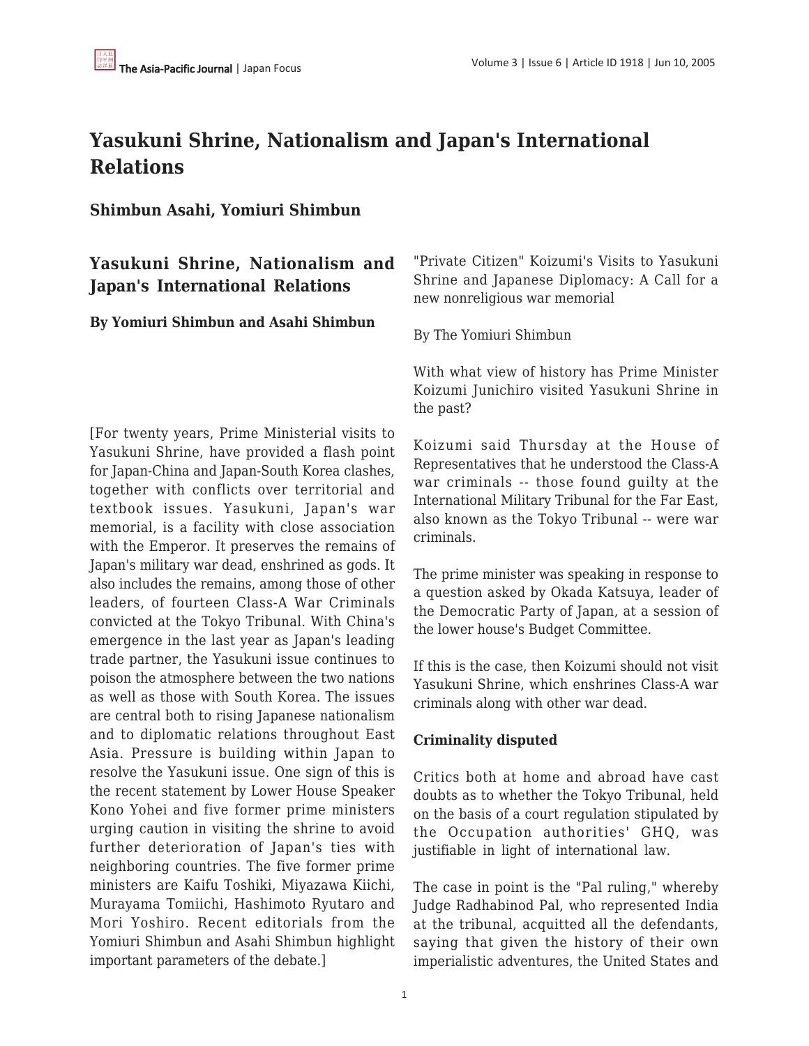# Yasukuni Shrine, Nationalism and Japan's International Relations

### Shimbun Asahi, Yomiuri Shimbun

## Yasukuni Shrine, Nationalism and Japan's International Relations

**By Yomiuri Shimbun and Asahi Shimbun**

[For twenty years, Prime Ministerial visits to Yasukuni Shrine, have provided a flash point for Japan-China and Japan-South Korea clashes, together with conflicts over territorial and textbook issues. Yasukuni, Japan's war memorial, is a facility with close association with the Emperor. It preserves the remains of Japan's military war dead, enshrined as gods. It also includes the remains, among those of other leaders, of fourteen Class-A War Criminals convicted at the Tokyo Tribunal. With China's emergence in the last year as Japan's leading trade partner, the Yasukuni issue continues to poison the atmosphere between the two nations as well as those with South Korea. The issues are central both to rising Japanese nationalism and to diplomatic relations throughout East Asia. Pressure is building within Japan to resolve the Yasukuni issue. One sign of this is the recent statement by Lower House Speaker Kono Yohei and five former prime ministers urging caution in visiting the shrine to avoid further deterioration of Japan's ties with neighboring countries. The five former prime ministers are Kaifu Toshiki, Miyazawa Kiichi, Murayama Tomiichi, Hashimoto Ryutaro and Mori Yoshiro. Recent editorials from the Yomiuri Shimbun and Asahi Shimbun highlight important parameters of the debate.]

"Private Citizen" Koizumi's Visits to Yasukuni Shrine and Japanese Diplomacy: A Call for a new nonreligious war memorial

By The Yomiuri Shimbun

With what view of history has Prime Minister Koizumi Junichiro visited Yasukuni Shrine in the past?

Koizumi said Thursday at the House of Representatives that he understood the Class-A war criminals -- those found guilty at the International Military Tribunal for the Far East, also known as the Tokyo Tribunal -- were war criminals.

The prime minister was speaking in response to a question asked by Okada Katsuya, leader of the Democratic Party of Japan, at a session of the lower house's Budget Committee.

If this is the case, then Koizumi should not visit Yasukuni Shrine, which enshrines Class-A war criminals along with other war dead.

**Criminality disputed**

Critics both at home and abroad have cast doubts as to whether the Tokyo Tribunal, held on the basis of a court regulation stipulated by the Occupation authorities' GHQ, was justifiable in light of international law.

The case in point is the "Pal ruling," whereby Judge Radhabinod Pal, who represented India at the tribunal, acquitted all the defendants, saying that given the history of their own imperialistic adventures, the United States and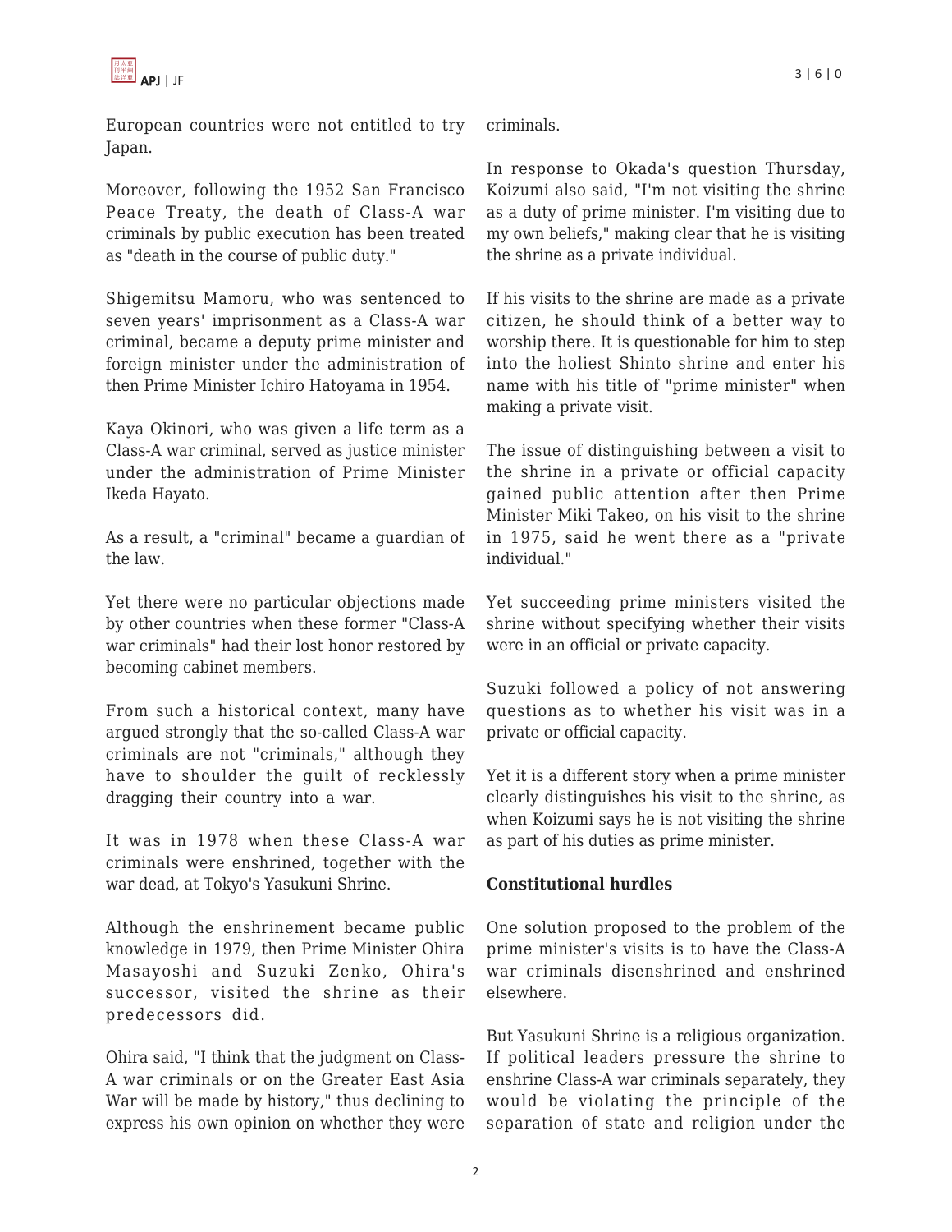European countries were not entitled to try Japan.

Moreover, following the 1952 San Francisco Peace Treaty, the death of Class-A war criminals by public execution has been treated as "death in the course of public duty."

Shigemitsu Mamoru, who was sentenced to seven years' imprisonment as a Class-A war criminal, became a deputy prime minister and foreign minister under the administration of then Prime Minister Ichiro Hatoyama in 1954.

Kaya Okinori, who was given a life term as a Class-A war criminal, served as justice minister under the administration of Prime Minister Ikeda Hayato.

As a result, a "criminal" became a guardian of the law.

Yet there were no particular objections made by other countries when these former "Class-A war criminals" had their lost honor restored by becoming cabinet members.

From such a historical context, many have argued strongly that the so-called Class-A war criminals are not "criminals," although they have to shoulder the guilt of recklessly dragging their country into a war.

It was in 1978 when these Class-A war criminals were enshrined, together with the war dead, at Tokyo's Yasukuni Shrine.

Although the enshrinement became public knowledge in 1979, then Prime Minister Ohira Masayoshi and Suzuki Zenko, Ohira's successor, visited the shrine as their predecessors did.

Ohira said, "I think that the judgment on Class-A war criminals or on the Greater East Asia War will be made by history," thus declining to express his own opinion on whether they were criminals.

In response to Okada's question Thursday, Koizumi also said, "I'm not visiting the shrine as a duty of prime minister. I'm visiting due to my own beliefs," making clear that he is visiting the shrine as a private individual.

If his visits to the shrine are made as a private citizen, he should think of a better way to worship there. It is questionable for him to step into the holiest Shinto shrine and enter his name with his title of "prime minister" when making a private visit.

The issue of distinguishing between a visit to the shrine in a private or official capacity gained public attention after then Prime Minister Miki Takeo, on his visit to the shrine in 1975, said he went there as a "private individual."

Yet succeeding prime ministers visited the shrine without specifying whether their visits were in an official or private capacity.

Suzuki followed a policy of not answering questions as to whether his visit was in a private or official capacity.

Yet it is a different story when a prime minister clearly distinguishes his visit to the shrine, as when Koizumi says he is not visiting the shrine as part of his duties as prime minister.

**Constitutional hurdles**

One solution proposed to the problem of the prime minister's visits is to have the Class-A war criminals disenshrined and enshrined elsewhere.

But Yasukuni Shrine is a religious organization. If political leaders pressure the shrine to enshrine Class-A war criminals separately, they would be violating the principle of the separation of state and religion under the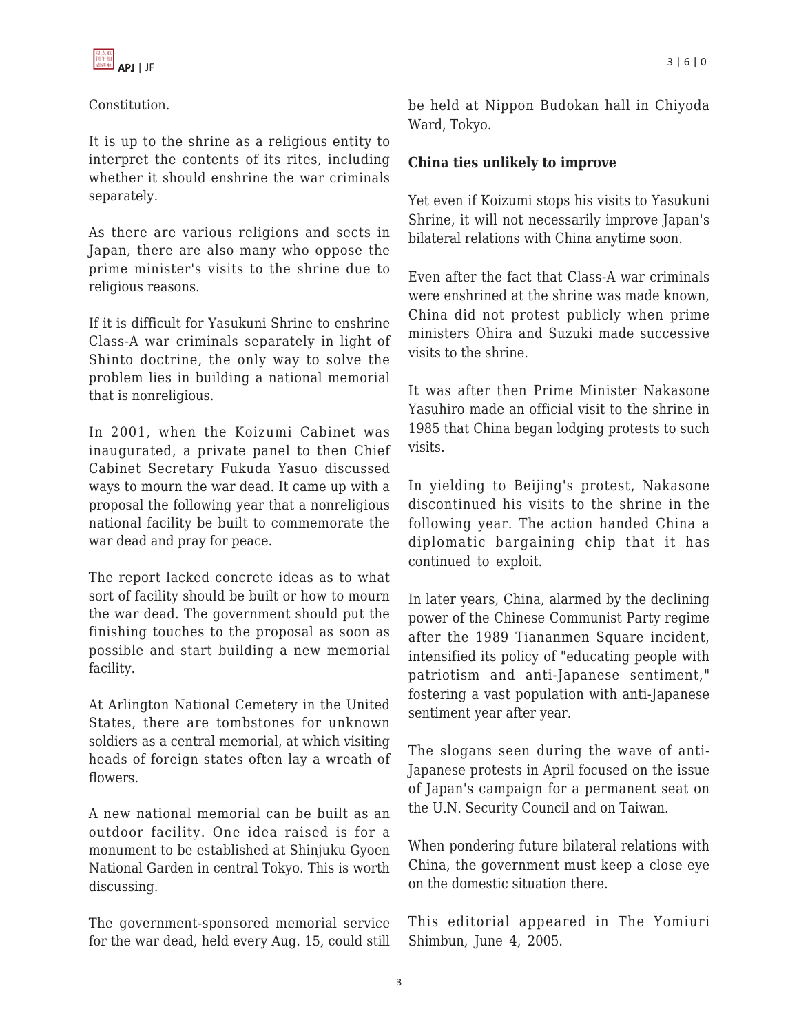Constitution.

It is up to the shrine as a religious entity to interpret the contents of its rites, including whether it should enshrine the war criminals separately.

As there are various religions and sects in Japan, there are also many who oppose the prime minister's visits to the shrine due to religious reasons.

If it is difficult for Yasukuni Shrine to enshrine Class-A war criminals separately in light of Shinto doctrine, the only way to solve the problem lies in building a national memorial that is nonreligious.

In 2001, when the Koizumi Cabinet was inaugurated, a private panel to then Chief Cabinet Secretary Fukuda Yasuo discussed ways to mourn the war dead. It came up with a proposal the following year that a nonreligious national facility be built to commemorate the war dead and pray for peace.

The report lacked concrete ideas as to what sort of facility should be built or how to mourn the war dead. The government should put the finishing touches to the proposal as soon as possible and start building a new memorial facility.

At Arlington National Cemetery in the United States, there are tombstones for unknown soldiers as a central memorial, at which visiting heads of foreign states often lay a wreath of flowers.

A new national memorial can be built as an outdoor facility. One idea raised is for a monument to be established at Shinjuku Gyoen National Garden in central Tokyo. This is worth discussing.

The government-sponsored memorial service for the war dead, held every Aug. 15, could still be held at Nippon Budokan hall in Chiyoda Ward, Tokyo.

**China ties unlikely to improve**

Yet even if Koizumi stops his visits to Yasukuni Shrine, it will not necessarily improve Japan's bilateral relations with China anytime soon.

Even after the fact that Class-A war criminals were enshrined at the shrine was made known, China did not protest publicly when prime ministers Ohira and Suzuki made successive visits to the shrine.

It was after then Prime Minister Nakasone Yasuhiro made an official visit to the shrine in 1985 that China began lodging protests to such visits.

In yielding to Beijing's protest, Nakasone discontinued his visits to the shrine in the following year. The action handed China a diplomatic bargaining chip that it has continued to exploit.

In later years, China, alarmed by the declining power of the Chinese Communist Party regime after the 1989 Tiananmen Square incident, intensified its policy of "educating people with patriotism and anti-Japanese sentiment," fostering a vast population with anti-Japanese sentiment year after year.

The slogans seen during the wave of anti-Japanese protests in April focused on the issue of Japan's campaign for a permanent seat on the U.N. Security Council and on Taiwan.

When pondering future bilateral relations with China, the government must keep a close eye on the domestic situation there.

This editorial appeared in The Yomiuri Shimbun, June 4, 2005.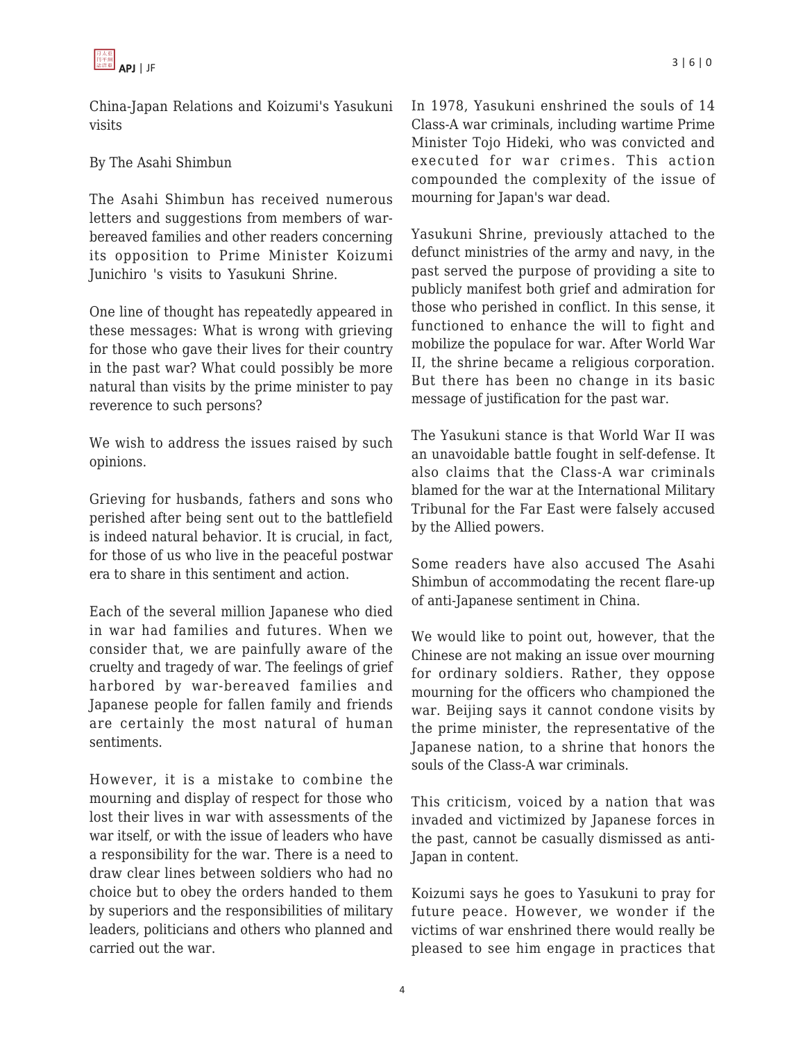China-Japan Relations and Koizumi's Yasukuni visits

By The Asahi Shimbun

The Asahi Shimbun has received numerous letters and suggestions from members of war-bereaved families and other readers concerning its opposition to Prime Minister Koizumi Junichiro 's visits to Yasukuni Shrine.

One line of thought has repeatedly appeared in these messages: What is wrong with grieving for those who gave their lives for their country in the past war? What could possibly be more natural than visits by the prime minister to pay reverence to such persons?

We wish to address the issues raised by such opinions.

Grieving for husbands, fathers and sons who perished after being sent out to the battlefield is indeed natural behavior. It is crucial, in fact, for those of us who live in the peaceful postwar era to share in this sentiment and action.

Each of the several million Japanese who died in war had families and futures. When we consider that, we are painfully aware of the cruelty and tragedy of war. The feelings of grief harbored by war-bereaved families and Japanese people for fallen family and friends are certainly the most natural of human sentiments.

However, it is a mistake to combine the mourning and display of respect for those who lost their lives in war with assessments of the war itself, or with the issue of leaders who have a responsibility for the war. There is a need to draw clear lines between soldiers who had no choice but to obey the orders handed to them by superiors and the responsibilities of military leaders, politicians and others who planned and carried out the war.

In 1978, Yasukuni enshrined the souls of 14 Class-A war criminals, including wartime Prime Minister Tojo Hideki, who was convicted and executed for war crimes. This action compounded the complexity of the issue of mourning for Japan's war dead.

Yasukuni Shrine, previously attached to the defunct ministries of the army and navy, in the past served the purpose of providing a site to publicly manifest both grief and admiration for those who perished in conflict. In this sense, it functioned to enhance the will to fight and mobilize the populace for war. After World War II, the shrine became a religious corporation. But there has been no change in its basic message of justification for the past war.

The Yasukuni stance is that World War II was an unavoidable battle fought in self-defense. It also claims that the Class-A war criminals blamed for the war at the International Military Tribunal for the Far East were falsely accused by the Allied powers.

Some readers have also accused The Asahi Shimbun of accommodating the recent flare-up of anti-Japanese sentiment in China.

We would like to point out, however, that the Chinese are not making an issue over mourning for ordinary soldiers. Rather, they oppose mourning for the officers who championed the war. Beijing says it cannot condone visits by the prime minister, the representative of the Japanese nation, to a shrine that honors the souls of the Class-A war criminals.

This criticism, voiced by a nation that was invaded and victimized by Japanese forces in the past, cannot be casually dismissed as anti-Japan in content.

Koizumi says he goes to Yasukuni to pray for future peace. However, we wonder if the victims of war enshrined there would really be pleased to see him engage in practices that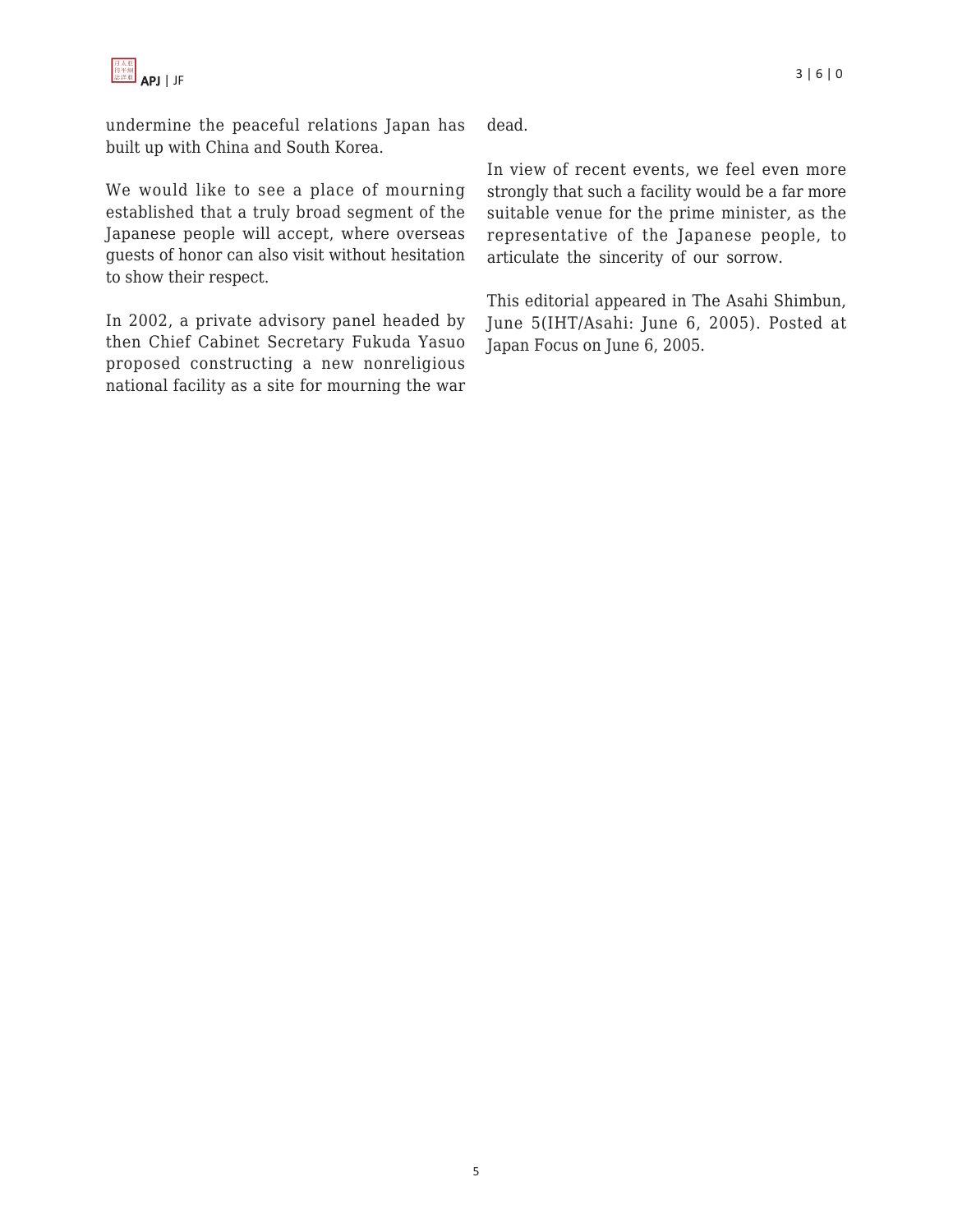undermine the peaceful relations Japan has built up with China and South Korea.

We would like to see a place of mourning established that a truly broad segment of the Japanese people will accept, where overseas guests of honor can also visit without hesitation to show their respect.

In 2002, a private advisory panel headed by then Chief Cabinet Secretary Fukuda Yasuo proposed constructing a new nonreligious national facility as a site for mourning the war dead.

In view of recent events, we feel even more strongly that such a facility would be a far more suitable venue for the prime minister, as the representative of the Japanese people, to articulate the sincerity of our sorrow.

This editorial appeared in The Asahi Shimbun, June 5(IHT/Asahi: June 6, 2005). Posted at Japan Focus on June 6, 2005.